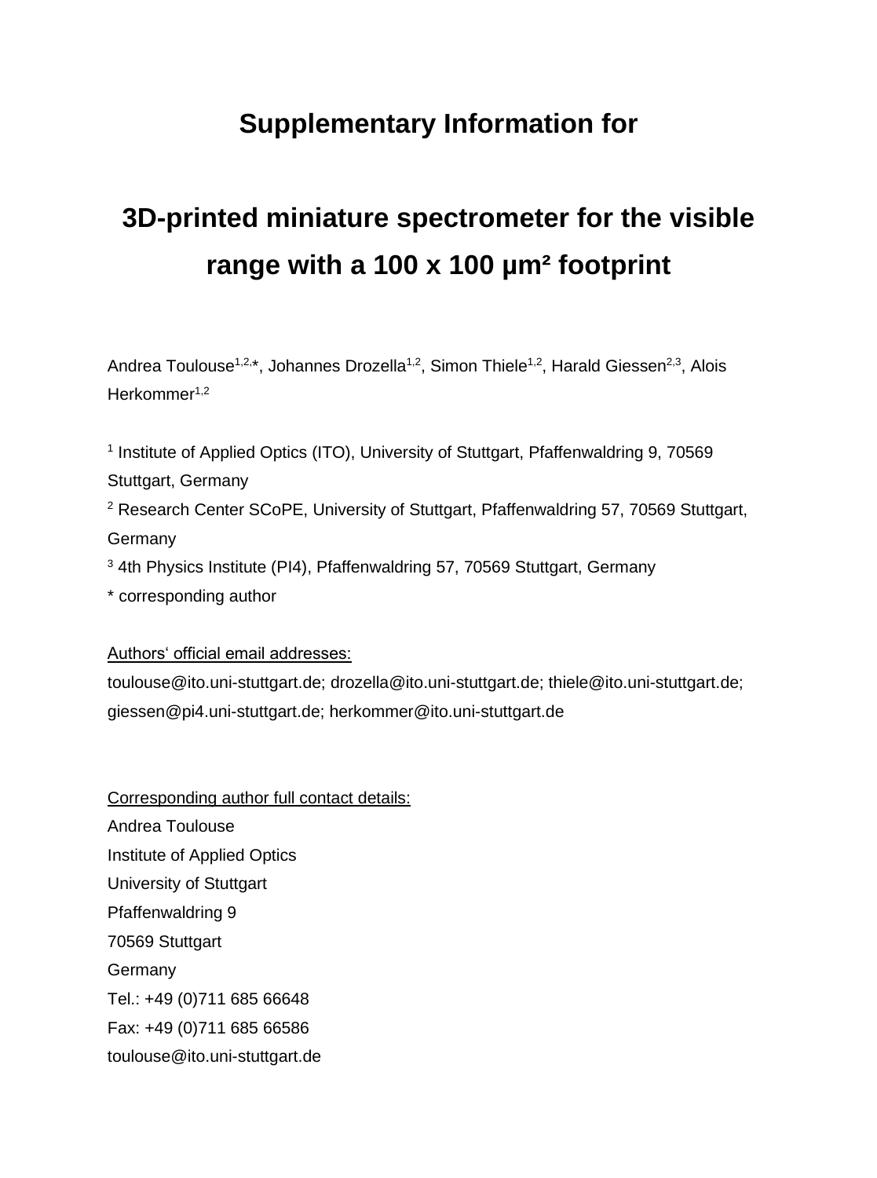# Supplementary Information for

# 3D-printed miniature spectrometer for the visible range with a 100 x 100 µm² footprint

Andrea Toulouse[1,2,*], Johannes Drozella[1,2], Simon Thiele[1,2], Harald Giessen[2,3], Alois Herkommer[1,2]

[1] Institute of Applied Optics (ITO), University of Stuttgart, Pfaffenwaldring 9, 70569 Stuttgart, Germany

[2] Research Center SCoPE, University of Stuttgart, Pfaffenwaldring 57, 70569 Stuttgart, Germany

[3] 4th Physics Institute (PI4), Pfaffenwaldring 57, 70569 Stuttgart, Germany

\* corresponding author

Authors' official email addresses:

toulouse@ito.uni-stuttgart.de; drozella@ito.uni-stuttgart.de; thiele@ito.uni-stuttgart.de; giessen@pi4.uni-stuttgart.de; herkommer@ito.uni-stuttgart.de

Corresponding author full contact details:

Andrea Toulouse
Institute of Applied Optics
University of Stuttgart
Pfaffenwaldring 9
70569 Stuttgart
Germany
Tel.: +49 (0)711 685 66648
Fax: +49 (0)711 685 66586
toulouse@ito.uni-stuttgart.de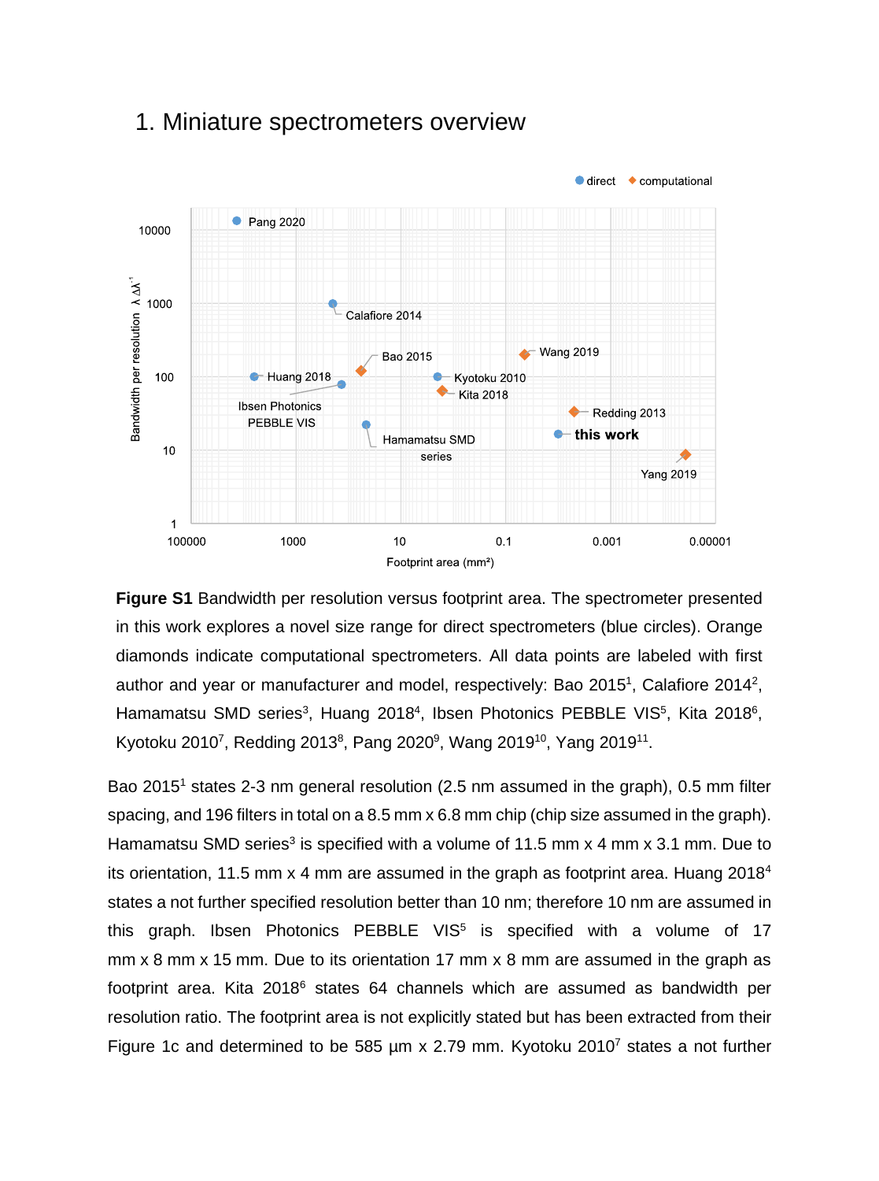## 1. Miniature spectrometers overview

**Figure S1** Bandwidth per resolution versus footprint area. The spectrometer presented in this work explores a novel size range for direct spectrometers (blue circles). Orange diamonds indicate computational spectrometers. All data points are labeled with first author and year or manufacturer and model, respectively: Bao 2015[1], Calafiore 2014[2], Hamamatsu SMD series[3], Huang 2018[4], Ibsen Photonics PEBBLE VIS[5], Kita 2018[6], Kyotoku 2010[7], Redding 2013[8], Pang 2020[9], Wang 2019[10], Yang 2019[11].

Bao 2015[1] states 2-3 nm general resolution (2.5 nm assumed in the graph), 0.5 mm filter spacing, and 196 filters in total on a 8.5 mm x 6.8 mm chip (chip size assumed in the graph). Hamamatsu SMD series[3] is specified with a volume of 11.5 mm x 4 mm x 3.1 mm. Due to its orientation, 11.5 mm x 4 mm are assumed in the graph as footprint area. Huang 2018[4] states a not further specified resolution better than 10 nm; therefore 10 nm are assumed in this graph. Ibsen Photonics PEBBLE VIS[5] is specified with a volume of 17 mm x 8 mm x 15 mm. Due to its orientation 17 mm x 8 mm are assumed in the graph as footprint area. Kita 2018[6] states 64 channels which are assumed as bandwidth per resolution ratio. The footprint area is not explicitly stated but has been extracted from their Figure 1c and determined to be 585 µm x 2.79 mm. Kyotoku 2010[7] states a not further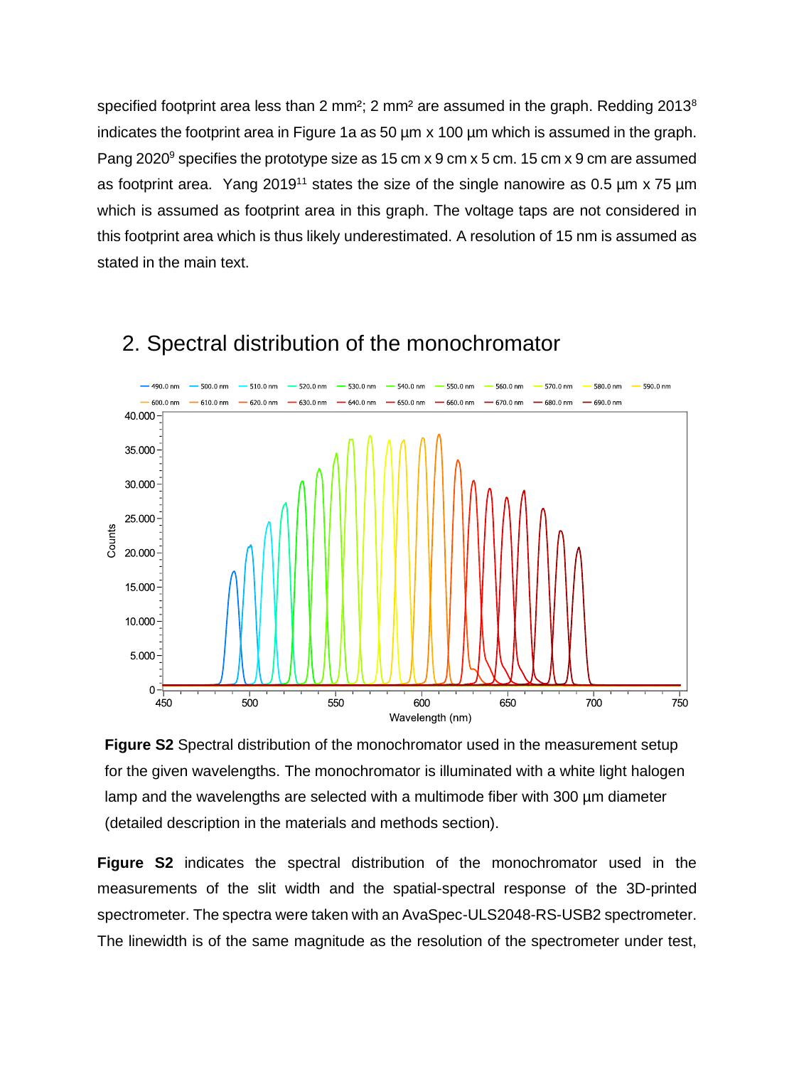specified footprint area less than 2 mm²; 2 mm² are assumed in the graph. Redding 2013[8] indicates the footprint area in Figure 1a as 50 µm x 100 µm which is assumed in the graph. Pang 2020[9] specifies the prototype size as 15 cm x 9 cm x 5 cm. 15 cm x 9 cm are assumed as footprint area. Yang 2019[11] states the size of the single nanowire as 0.5 µm x 75 µm which is assumed as footprint area in this graph. The voltage taps are not considered in this footprint area which is thus likely underestimated. A resolution of 15 nm is assumed as stated in the main text.

## 2. Spectral distribution of the monochromator

**Figure S2** Spectral distribution of the monochromator used in the measurement setup for the given wavelengths. The monochromator is illuminated with a white light halogen lamp and the wavelengths are selected with a multimode fiber with 300 µm diameter (detailed description in the materials and methods section).

**Figure S2** indicates the spectral distribution of the monochromator used in the measurements of the slit width and the spatial-spectral response of the 3D-printed spectrometer. The spectra were taken with an AvaSpec-ULS2048-RS-USB2 spectrometer. The linewidth is of the same magnitude as the resolution of the spectrometer under test,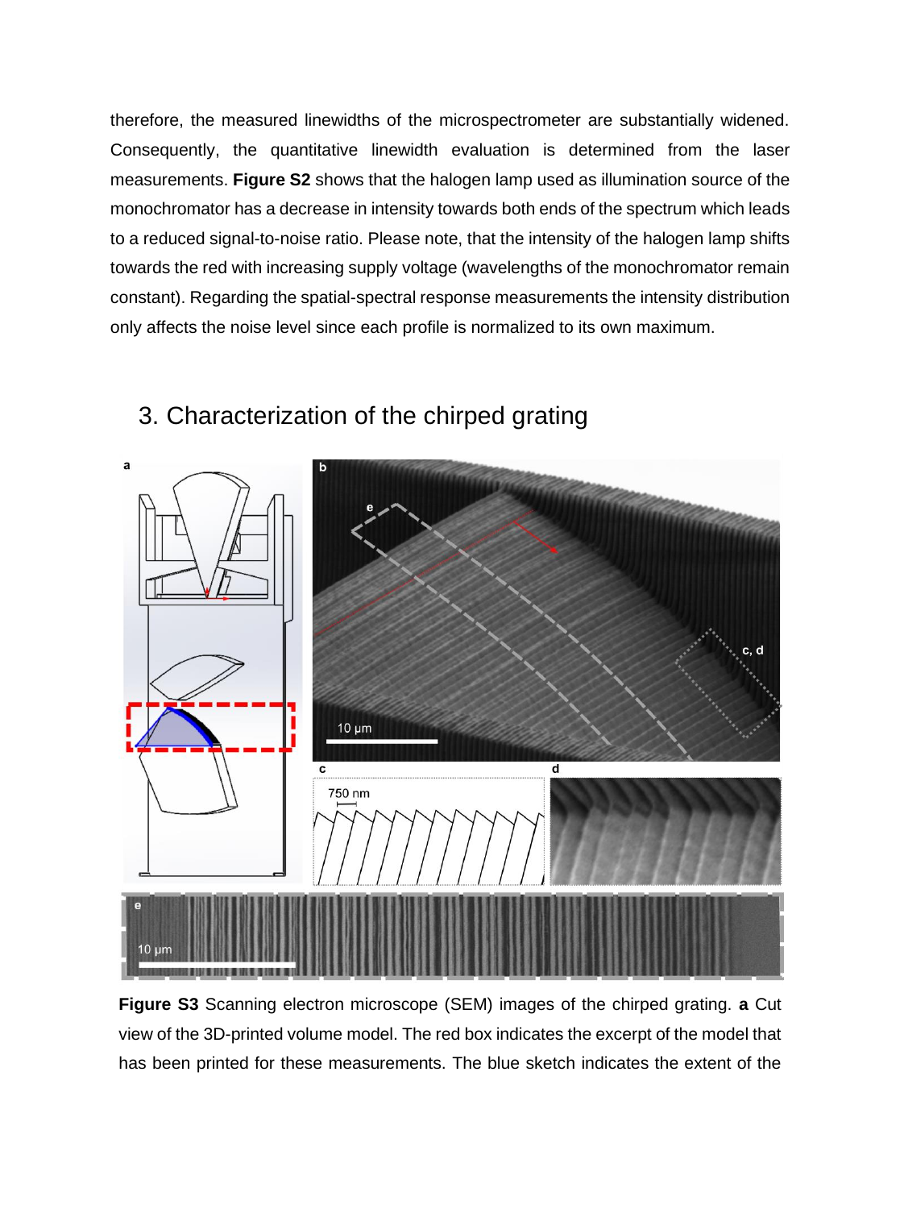therefore, the measured linewidths of the microspectrometer are substantially widened. Consequently, the quantitative linewidth evaluation is determined from the laser measurements. **Figure S2** shows that the halogen lamp used as illumination source of the monochromator has a decrease in intensity towards both ends of the spectrum which leads to a reduced signal-to-noise ratio. Please note, that the intensity of the halogen lamp shifts towards the red with increasing supply voltage (wavelengths of the monochromator remain constant). Regarding the spatial-spectral response measurements the intensity distribution only affects the noise level since each profile is normalized to its own maximum.

## 3. Characterization of the chirped grating

**Figure S3** Scanning electron microscope (SEM) images of the chirped grating. **a** Cut view of the 3D-printed volume model. The red box indicates the excerpt of the model that has been printed for these measurements. The blue sketch indicates the extent of the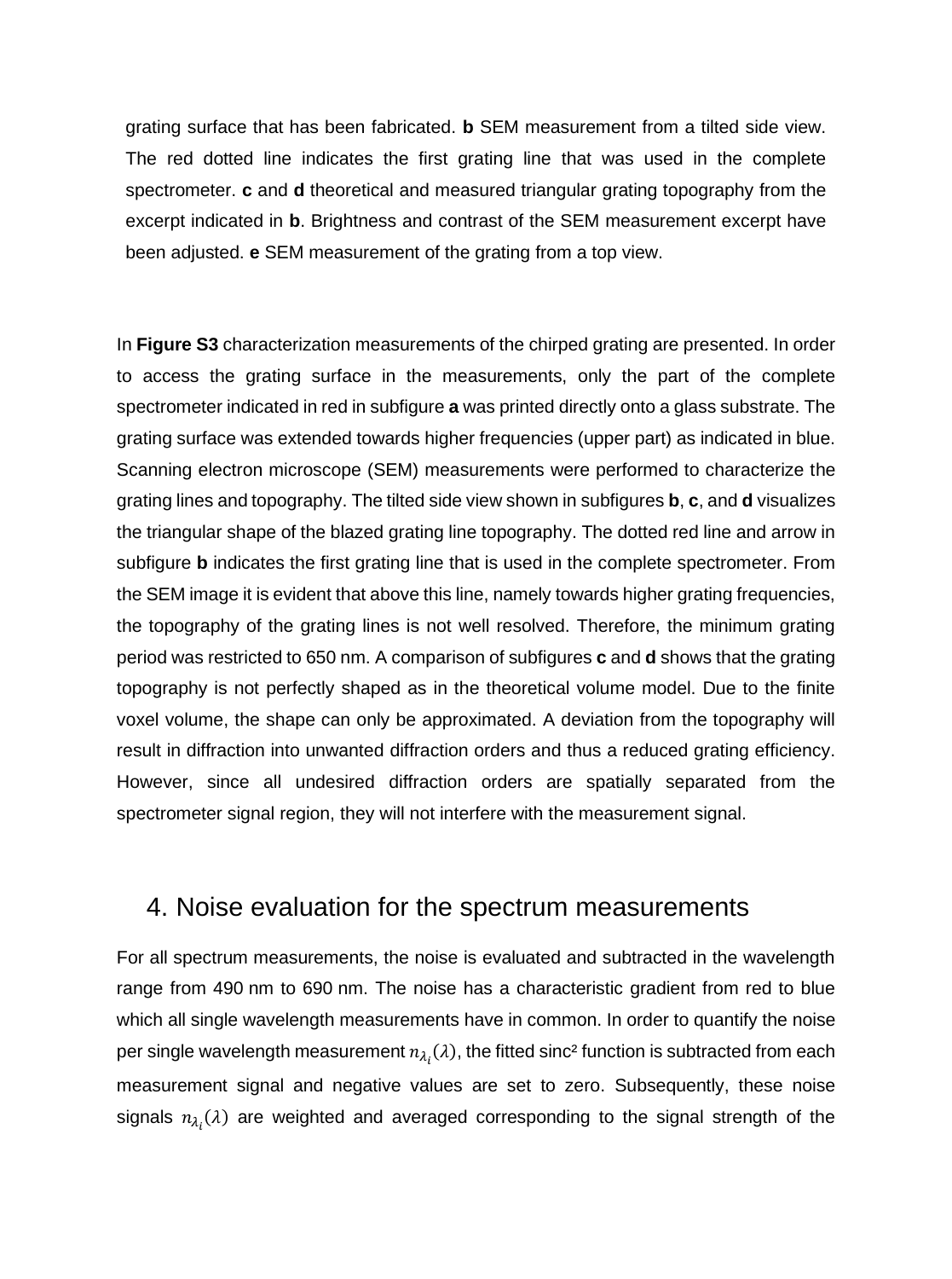grating surface that has been fabricated. **b** SEM measurement from a tilted side view. The red dotted line indicates the first grating line that was used in the complete spectrometer. **c** and **d** theoretical and measured triangular grating topography from the excerpt indicated in **b**. Brightness and contrast of the SEM measurement excerpt have been adjusted. **e** SEM measurement of the grating from a top view.

In **Figure S3** characterization measurements of the chirped grating are presented. In order to access the grating surface in the measurements, only the part of the complete spectrometer indicated in red in subfigure **a** was printed directly onto a glass substrate. The grating surface was extended towards higher frequencies (upper part) as indicated in blue. Scanning electron microscope (SEM) measurements were performed to characterize the grating lines and topography. The tilted side view shown in subfigures **b**, **c**, and **d** visualizes the triangular shape of the blazed grating line topography. The dotted red line and arrow in subfigure **b** indicates the first grating line that is used in the complete spectrometer. From the SEM image it is evident that above this line, namely towards higher grating frequencies, the topography of the grating lines is not well resolved. Therefore, the minimum grating period was restricted to 650 nm. A comparison of subfigures **c** and **d** shows that the grating topography is not perfectly shaped as in the theoretical volume model. Due to the finite voxel volume, the shape can only be approximated. A deviation from the topography will result in diffraction into unwanted diffraction orders and thus a reduced grating efficiency. However, since all undesired diffraction orders are spatially separated from the spectrometer signal region, they will not interfere with the measurement signal.

## 4. Noise evaluation for the spectrum measurements

For all spectrum measurements, the noise is evaluated and subtracted in the wavelength range from 490 nm to 690 nm. The noise has a characteristic gradient from red to blue which all single wavelength measurements have in common. In order to quantify the noise per single wavelength measurement $n_{\lambda_i}(\lambda)$, the fitted sinc² function is subtracted from each measurement signal and negative values are set to zero. Subsequently, these noise signals $n_{\lambda_i}(\lambda)$ are weighted and averaged corresponding to the signal strength of the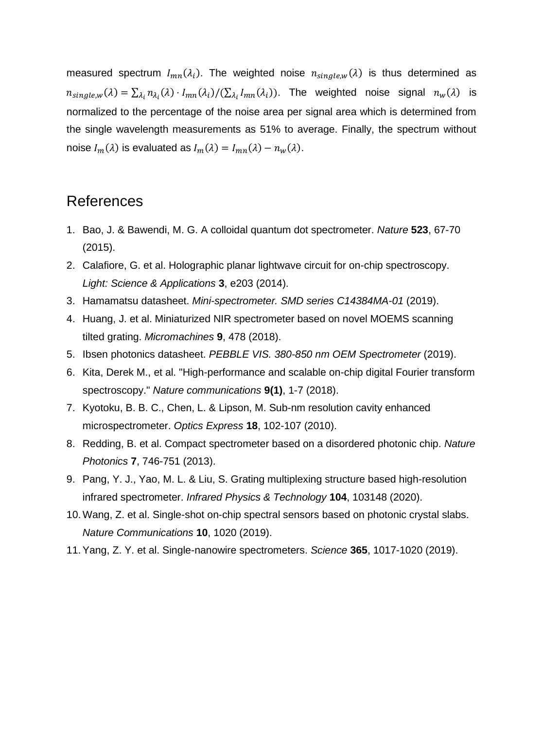measured spectrum $I_{mn}(\lambda_i)$. The weighted noise $n_{single,w}(\lambda)$ is thus determined as $n_{single,w}(\lambda) = \sum_{\lambda_i} n_{\lambda_i}(\lambda) \cdot I_{mn}(\lambda_i)/(\sum_{\lambda_i} I_{mn}(\lambda_i))$. The weighted noise signal $n_w(\lambda)$ is normalized to the percentage of the noise area per signal area which is determined from the single wavelength measurements as 51% to average. Finally, the spectrum without noise $I_m(\lambda)$ is evaluated as $I_m(\lambda) = I_{mn}(\lambda) - n_w(\lambda)$.

## References

1. Bao, J. & Bawendi, M. G. A colloidal quantum dot spectrometer. *Nature* **523**, 67-70 (2015).
2. Calafiore, G. et al. Holographic planar lightwave circuit for on-chip spectroscopy. *Light: Science & Applications* **3**, e203 (2014).
3. Hamamatsu datasheet. *Mini-spectrometer. SMD series C14384MA-01* (2019).
4. Huang, J. et al. Miniaturized NIR spectrometer based on novel MOEMS scanning tilted grating. *Micromachines* **9**, 478 (2018).
5. Ibsen photonics datasheet. *PEBBLE VIS. 380-850 nm OEM Spectrometer* (2019).
6. Kita, Derek M., et al. "High-performance and scalable on-chip digital Fourier transform spectroscopy." *Nature communications* **9(1)**, 1-7 (2018).
7. Kyotoku, B. B. C., Chen, L. & Lipson, M. Sub-nm resolution cavity enhanced microspectrometer. *Optics Express* **18**, 102-107 (2010).
8. Redding, B. et al. Compact spectrometer based on a disordered photonic chip. *Nature Photonics* **7**, 746-751 (2013).
9. Pang, Y. J., Yao, M. L. & Liu, S. Grating multiplexing structure based high-resolution infrared spectrometer. *Infrared Physics & Technology* **104**, 103148 (2020).
10. Wang, Z. et al. Single-shot on-chip spectral sensors based on photonic crystal slabs. *Nature Communications* **10**, 1020 (2019).
11. Yang, Z. Y. et al. Single-nanowire spectrometers. *Science* **365**, 1017-1020 (2019).